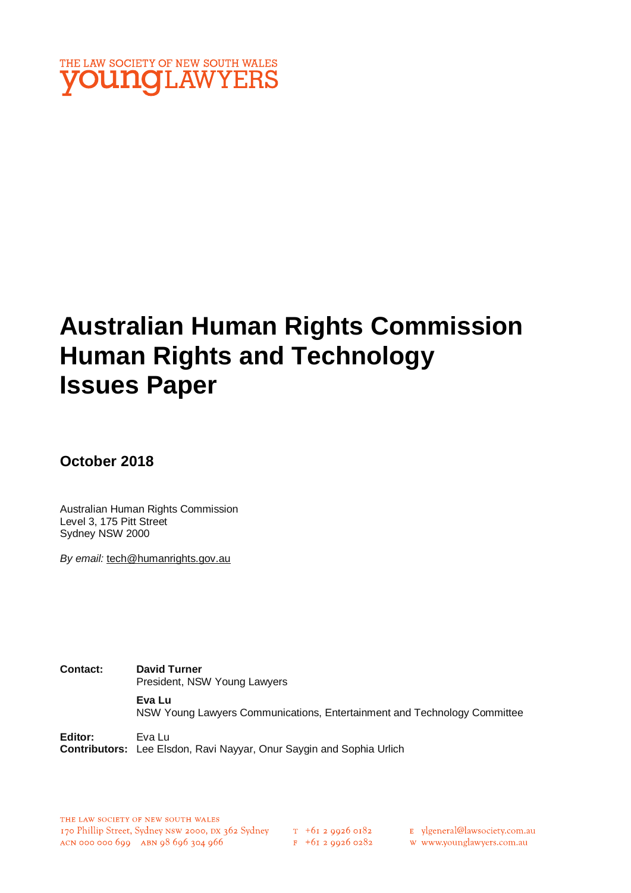THE LAW SOCIETY OF NEW SOUTH WALES
**young**LAWYERS

# Australian Human Rights Commission Human Rights and Technology Issues Paper

## October 2018

Australian Human Rights Commission
Level 3, 175 Pitt Street
Sydney NSW 2000

*By email:* tech@humanrights.gov.au

**Contact:** **David Turner**
President, NSW Young Lawyers

**Eva Lu**
NSW Young Lawyers Communications, Entertainment and Technology Committee

**Editor:** Eva Lu
**Contributors:** Lee Elsdon, Ravi Nayyar, Onur Saygin and Sophia Urlich

THE LAW SOCIETY OF NEW SOUTH WALES
170 Phillip Street, Sydney NSW 2000, DX 362 Sydney
ACN 000 000 699 ABN 98 696 304 966

T +61 2 9926 0182
F +61 2 9926 0282

E ylgeneral@lawsociety.com.au
W www.younglawyers.com.au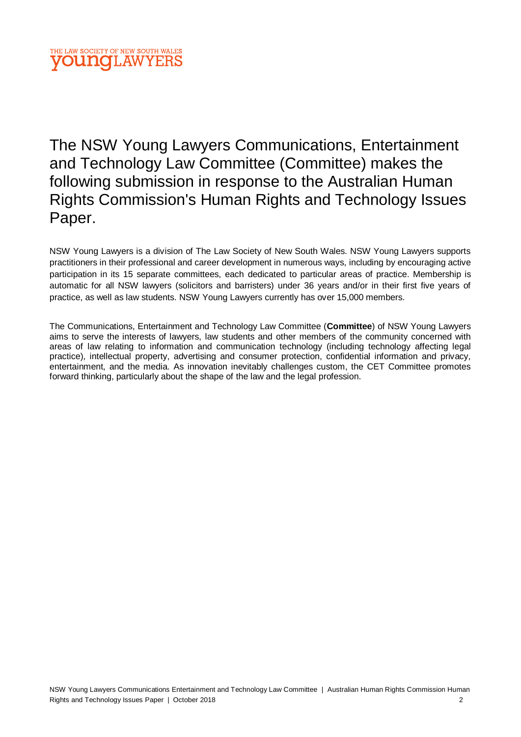# The NSW Young Lawyers Communications, Entertainment and Technology Law Committee (Committee) makes the following submission in response to the Australian Human Rights Commission's Human Rights and Technology Issues Paper.

NSW Young Lawyers is a division of The Law Society of New South Wales. NSW Young Lawyers supports practitioners in their professional and career development in numerous ways, including by encouraging active participation in its 15 separate committees, each dedicated to particular areas of practice. Membership is automatic for all NSW lawyers (solicitors and barristers) under 36 years and/or in their first five years of practice, as well as law students. NSW Young Lawyers currently has over 15,000 members.

The Communications, Entertainment and Technology Law Committee (**Committee**) of NSW Young Lawyers aims to serve the interests of lawyers, law students and other members of the community concerned with areas of law relating to information and communication technology (including technology affecting legal practice), intellectual property, advertising and consumer protection, confidential information and privacy, entertainment, and the media. As innovation inevitably challenges custom, the CET Committee promotes forward thinking, particularly about the shape of the law and the legal profession.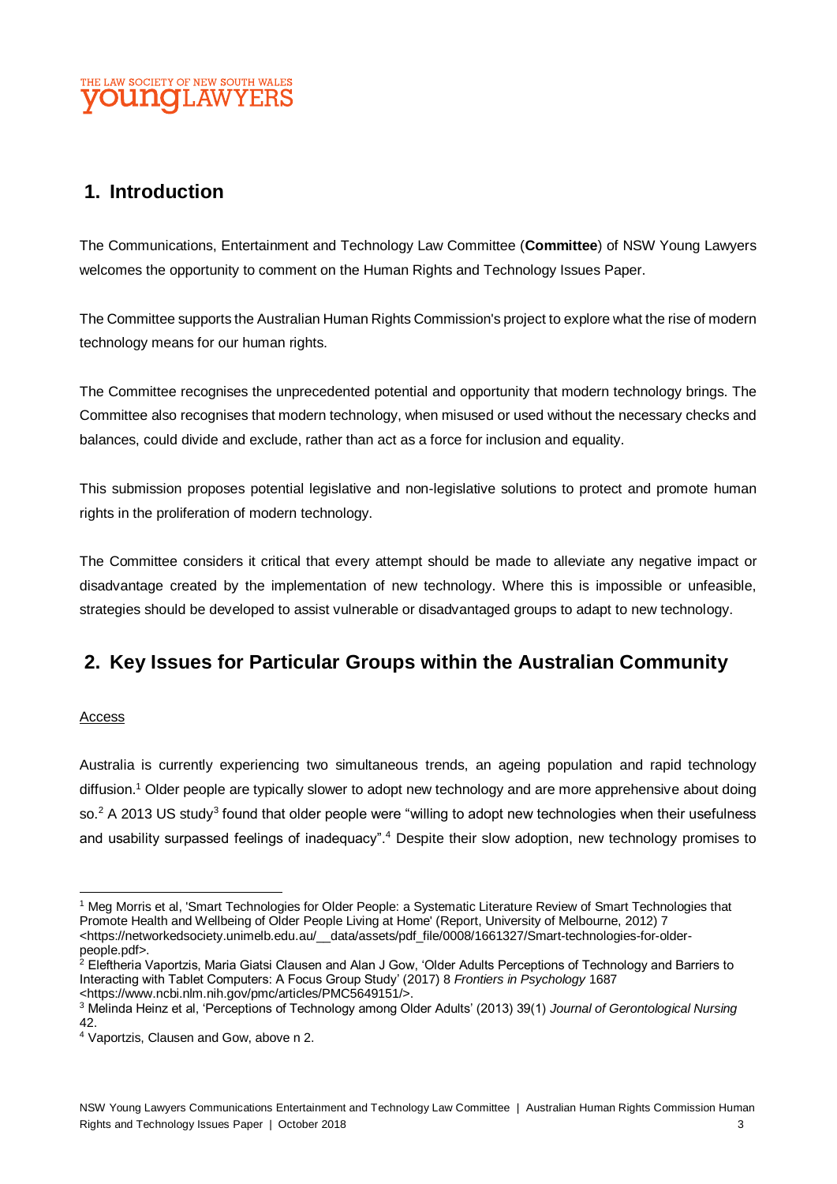## 1. Introduction

The Communications, Entertainment and Technology Law Committee (**Committee**) of NSW Young Lawyers welcomes the opportunity to comment on the Human Rights and Technology Issues Paper.

The Committee supports the Australian Human Rights Commission's project to explore what the rise of modern technology means for our human rights.

The Committee recognises the unprecedented potential and opportunity that modern technology brings. The Committee also recognises that modern technology, when misused or used without the necessary checks and balances, could divide and exclude, rather than act as a force for inclusion and equality.

This submission proposes potential legislative and non-legislative solutions to protect and promote human rights in the proliferation of modern technology.

The Committee considers it critical that every attempt should be made to alleviate any negative impact or disadvantage created by the implementation of new technology. Where this is impossible or unfeasible, strategies should be developed to assist vulnerable or disadvantaged groups to adapt to new technology.

## 2. Key Issues for Particular Groups within the Australian Community

Access

Australia is currently experiencing two simultaneous trends, an ageing population and rapid technology diffusion.[1] Older people are typically slower to adopt new technology and are more apprehensive about doing so.[2] A 2013 US study[3] found that older people were "willing to adopt new technologies when their usefulness and usability surpassed feelings of inadequacy".[4] Despite their slow adoption, new technology promises to

---

[1] Meg Morris et al, 'Smart Technologies for Older People: a Systematic Literature Review of Smart Technologies that Promote Health and Wellbeing of Older People Living at Home' (Report, University of Melbourne, 2012) 7 <https://networkedsociety.unimelb.edu.au/__data/assets/pdf_file/0008/1661327/Smart-technologies-for-older-people.pdf>.

[2] Eleftheria Vaportzis, Maria Giatsi Clausen and Alan J Gow, 'Older Adults Perceptions of Technology and Barriers to Interacting with Tablet Computers: A Focus Group Study' (2017) 8 *Frontiers in Psychology* 1687 <https://www.ncbi.nlm.nih.gov/pmc/articles/PMC5649151/>.

[3] Melinda Heinz et al, 'Perceptions of Technology among Older Adults' (2013) 39(1) *Journal of Gerontological Nursing* 42.

[4] Vaportzis, Clausen and Gow, above n 2.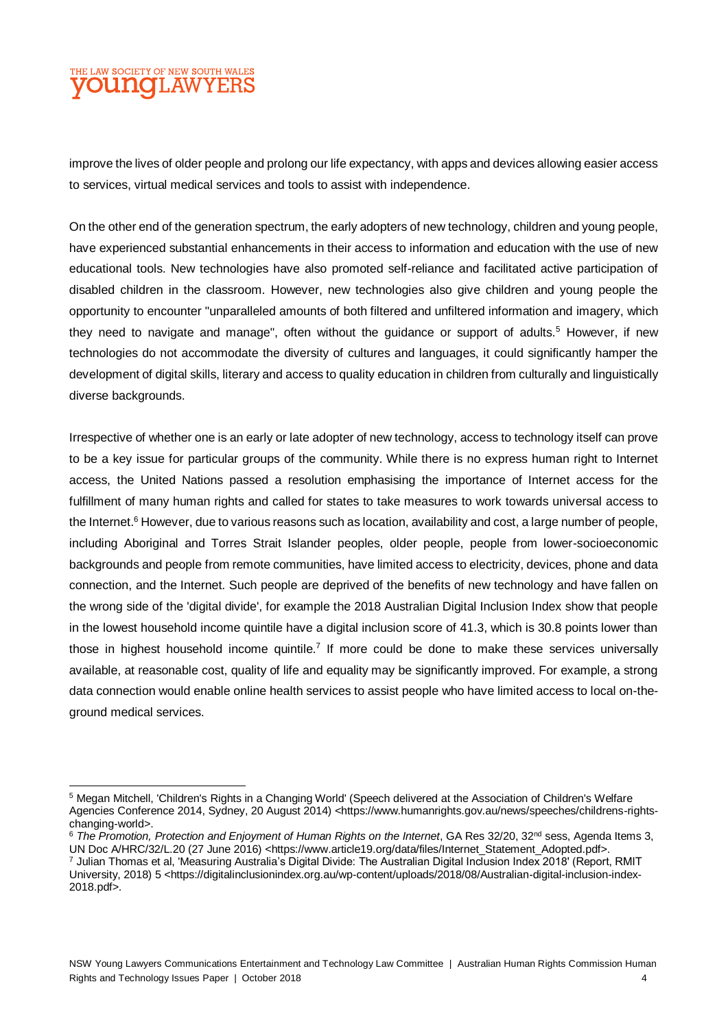improve the lives of older people and prolong our life expectancy, with apps and devices allowing easier access to services, virtual medical services and tools to assist with independence.

On the other end of the generation spectrum, the early adopters of new technology, children and young people, have experienced substantial enhancements in their access to information and education with the use of new educational tools. New technologies have also promoted self-reliance and facilitated active participation of disabled children in the classroom. However, new technologies also give children and young people the opportunity to encounter "unparalleled amounts of both filtered and unfiltered information and imagery, which they need to navigate and manage", often without the guidance or support of adults.[5] However, if new technologies do not accommodate the diversity of cultures and languages, it could significantly hamper the development of digital skills, literary and access to quality education in children from culturally and linguistically diverse backgrounds.

Irrespective of whether one is an early or late adopter of new technology, access to technology itself can prove to be a key issue for particular groups of the community. While there is no express human right to Internet access, the United Nations passed a resolution emphasising the importance of Internet access for the fulfillment of many human rights and called for states to take measures to work towards universal access to the Internet.[6] However, due to various reasons such as location, availability and cost, a large number of people, including Aboriginal and Torres Strait Islander peoples, older people, people from lower-socioeconomic backgrounds and people from remote communities, have limited access to electricity, devices, phone and data connection, and the Internet. Such people are deprived of the benefits of new technology and have fallen on the wrong side of the 'digital divide', for example the 2018 Australian Digital Inclusion Index show that people in the lowest household income quintile have a digital inclusion score of 41.3, which is 30.8 points lower than those in highest household income quintile.[7] If more could be done to make these services universally available, at reasonable cost, quality of life and equality may be significantly improved. For example, a strong data connection would enable online health services to assist people who have limited access to local on-the-ground medical services.

---

[5] Megan Mitchell, 'Children's Rights in a Changing World' (Speech delivered at the Association of Children's Welfare Agencies Conference 2014, Sydney, 20 August 2014) <https://www.humanrights.gov.au/news/speeches/childrens-rights-changing-world>.

[6] *The Promotion, Protection and Enjoyment of Human Rights on the Internet*, GA Res 32/20, 32nd sess, Agenda Items 3, UN Doc A/HRC/32/L.20 (27 June 2016) <https://www.article19.org/data/files/Internet_Statement_Adopted.pdf>.

[7] Julian Thomas et al, 'Measuring Australia's Digital Divide: The Australian Digital Inclusion Index 2018' (Report, RMIT University, 2018) 5 <https://digitalinclusionindex.org.au/wp-content/uploads/2018/08/Australian-digital-inclusion-index-2018.pdf>.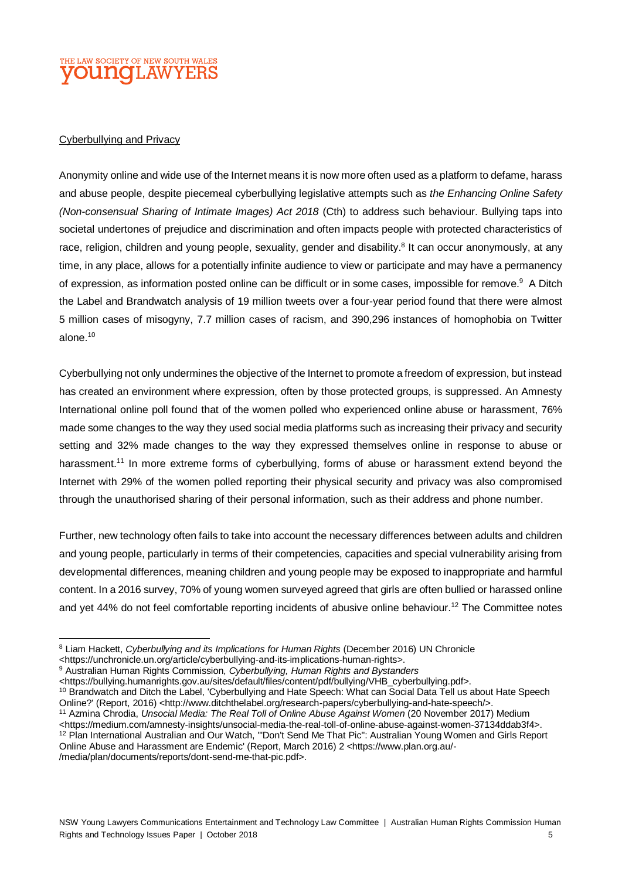<u>Cyberbullying and Privacy</u>

Anonymity online and wide use of the Internet means it is now more often used as a platform to defame, harass and abuse people, despite piecemeal cyberbullying legislative attempts such as *the Enhancing Online Safety (Non-consensual Sharing of Intimate Images) Act 2018* (Cth) to address such behaviour. Bullying taps into societal undertones of prejudice and discrimination and often impacts people with protected characteristics of race, religion, children and young people, sexuality, gender and disability.[8] It can occur anonymously, at any time, in any place, allows for a potentially infinite audience to view or participate and may have a permanency of expression, as information posted online can be difficult or in some cases, impossible for remove.[9] A Ditch the Label and Brandwatch analysis of 19 million tweets over a four-year period found that there were almost 5 million cases of misogyny, 7.7 million cases of racism, and 390,296 instances of homophobia on Twitter alone.[10]

Cyberbullying not only undermines the objective of the Internet to promote a freedom of expression, but instead has created an environment where expression, often by those protected groups, is suppressed. An Amnesty International online poll found that of the women polled who experienced online abuse or harassment, 76% made some changes to the way they used social media platforms such as increasing their privacy and security setting and 32% made changes to the way they expressed themselves online in response to abuse or harassment.[11] In more extreme forms of cyberbullying, forms of abuse or harassment extend beyond the Internet with 29% of the women polled reporting their physical security and privacy was also compromised through the unauthorised sharing of their personal information, such as their address and phone number.

Further, new technology often fails to take into account the necessary differences between adults and children and young people, particularly in terms of their competencies, capacities and special vulnerability arising from developmental differences, meaning children and young people may be exposed to inappropriate and harmful content. In a 2016 survey, 70% of young women surveyed agreed that girls are often bullied or harassed online and yet 44% do not feel comfortable reporting incidents of abusive online behaviour.[12] The Committee notes

---

[8] Liam Hackett, *Cyberbullying and its Implications for Human Rights* (December 2016) UN Chronicle <https://unchronicle.un.org/article/cyberbullying-and-its-implications-human-rights>.

[9] Australian Human Rights Commission, *Cyberbullying, Human Rights and Bystanders* <https://bullying.humanrights.gov.au/sites/default/files/content/pdf/bullying/VHB_cyberbullying.pdf>.

[10] Brandwatch and Ditch the Label, 'Cyberbullying and Hate Speech: What can Social Data Tell us about Hate Speech Online?' (Report, 2016) <http://www.ditchthelabel.org/research-papers/cyberbullying-and-hate-speech/>.

[11] Azmina Chrodia, *Unsocial Media: The Real Toll of Online Abuse Against Women* (20 November 2017) Medium <https://medium.com/amnesty-insights/unsocial-media-the-real-toll-of-online-abuse-against-women-37134ddab3f4>.

[12] Plan International Australian and Our Watch, '"Don't Send Me That Pic": Australian Young Women and Girls Report Online Abuse and Harassment are Endemic' (Report, March 2016) 2 <https://www.plan.org.au/-/media/plan/documents/reports/dont-send-me-that-pic.pdf>.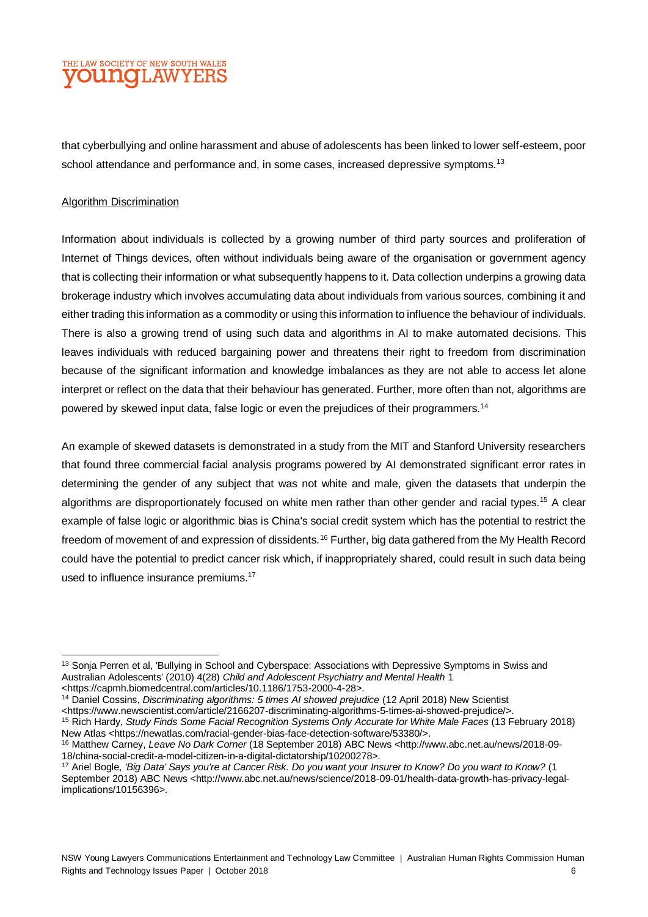that cyberbullying and online harassment and abuse of adolescents has been linked to lower self-esteem, poor school attendance and performance and, in some cases, increased depressive symptoms.[13]

Algorithm Discrimination

Information about individuals is collected by a growing number of third party sources and proliferation of Internet of Things devices, often without individuals being aware of the organisation or government agency that is collecting their information or what subsequently happens to it. Data collection underpins a growing data brokerage industry which involves accumulating data about individuals from various sources, combining it and either trading this information as a commodity or using this information to influence the behaviour of individuals. There is also a growing trend of using such data and algorithms in AI to make automated decisions. This leaves individuals with reduced bargaining power and threatens their right to freedom from discrimination because of the significant information and knowledge imbalances as they are not able to access let alone interpret or reflect on the data that their behaviour has generated. Further, more often than not, algorithms are powered by skewed input data, false logic or even the prejudices of their programmers.[14]

An example of skewed datasets is demonstrated in a study from the MIT and Stanford University researchers that found three commercial facial analysis programs powered by AI demonstrated significant error rates in determining the gender of any subject that was not white and male, given the datasets that underpin the algorithms are disproportionately focused on white men rather than other gender and racial types.[15] A clear example of false logic or algorithmic bias is China's social credit system which has the potential to restrict the freedom of movement of and expression of dissidents.[16] Further, big data gathered from the My Health Record could have the potential to predict cancer risk which, if inappropriately shared, could result in such data being used to influence insurance premiums.[17]

---

[13] Sonja Perren et al, 'Bullying in School and Cyberspace: Associations with Depressive Symptoms in Swiss and Australian Adolescents' (2010) 4(28) *Child and Adolescent Psychiatry and Mental Health* 1 <https://capmh.biomedcentral.com/articles/10.1186/1753-2000-4-28>.

[14] Daniel Cossins, *Discriminating algorithms: 5 times AI showed prejudice* (12 April 2018) New Scientist <https://www.newscientist.com/article/2166207-discriminating-algorithms-5-times-ai-showed-prejudice/>.

[15] Rich Hardy, *Study Finds Some Facial Recognition Systems Only Accurate for White Male Faces* (13 February 2018) New Atlas <https://newatlas.com/racial-gender-bias-face-detection-software/53380/>.

[16] Matthew Carney, *Leave No Dark Corner* (18 September 2018) ABC News <http://www.abc.net.au/news/2018-09-18/china-social-credit-a-model-citizen-in-a-digital-dictatorship/10200278>.

[17] Ariel Bogle, *'Big Data' Says you're at Cancer Risk. Do you want your Insurer to Know? Do you want to Know?* (1 September 2018) ABC News <http://www.abc.net.au/news/science/2018-09-01/health-data-growth-has-privacy-legal-implications/10156396>.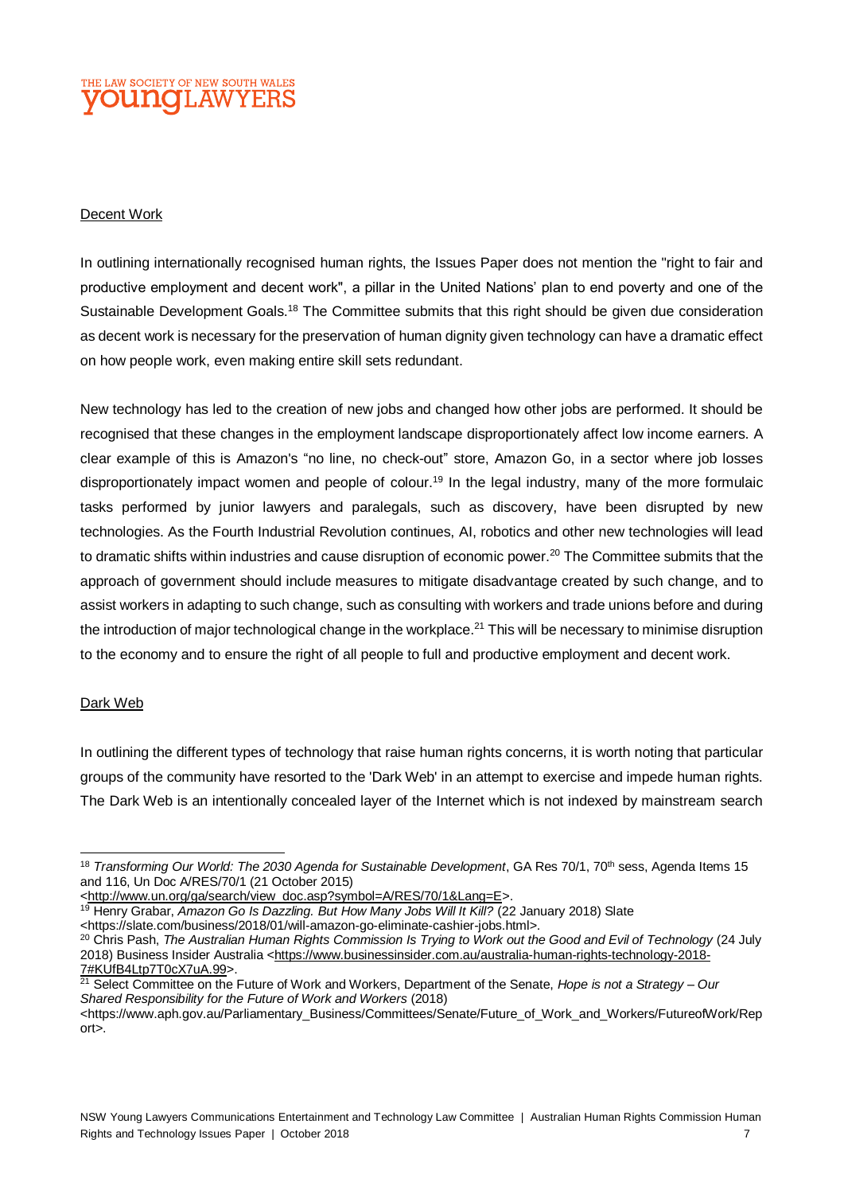Decent Work

In outlining internationally recognised human rights, the Issues Paper does not mention the "right to fair and productive employment and decent work", a pillar in the United Nations' plan to end poverty and one of the Sustainable Development Goals.[18] The Committee submits that this right should be given due consideration as decent work is necessary for the preservation of human dignity given technology can have a dramatic effect on how people work, even making entire skill sets redundant.

New technology has led to the creation of new jobs and changed how other jobs are performed. It should be recognised that these changes in the employment landscape disproportionately affect low income earners. A clear example of this is Amazon's "no line, no check-out" store, Amazon Go, in a sector where job losses disproportionately impact women and people of colour.[19] In the legal industry, many of the more formulaic tasks performed by junior lawyers and paralegals, such as discovery, have been disrupted by new technologies. As the Fourth Industrial Revolution continues, AI, robotics and other new technologies will lead to dramatic shifts within industries and cause disruption of economic power.[20] The Committee submits that the approach of government should include measures to mitigate disadvantage created by such change, and to assist workers in adapting to such change, such as consulting with workers and trade unions before and during the introduction of major technological change in the workplace.[21] This will be necessary to minimise disruption to the economy and to ensure the right of all people to full and productive employment and decent work.

Dark Web

In outlining the different types of technology that raise human rights concerns, it is worth noting that particular groups of the community have resorted to the 'Dark Web' in an attempt to exercise and impede human rights. The Dark Web is an intentionally concealed layer of the Internet which is not indexed by mainstream search

---

[18] *Transforming Our World: The 2030 Agenda for Sustainable Development*, GA Res 70/1, 70th sess, Agenda Items 15 and 116, Un Doc A/RES/70/1 (21 October 2015) <http://www.un.org/ga/search/view_doc.asp?symbol=A/RES/70/1&Lang=E>.

[19] Henry Grabar, *Amazon Go Is Dazzling. But How Many Jobs Will It Kill?* (22 January 2018) Slate <https://slate.com/business/2018/01/will-amazon-go-eliminate-cashier-jobs.html>.

[20] Chris Pash, *The Australian Human Rights Commission Is Trying to Work out the Good and Evil of Technology* (24 July 2018) Business Insider Australia <https://www.businessinsider.com.au/australia-human-rights-technology-2018-7#KUfB4Ltp7T0cX7uA.99>.

[21] Select Committee on the Future of Work and Workers, Department of the Senate, *Hope is not a Strategy – Our Shared Responsibility for the Future of Work and Workers* (2018) <https://www.aph.gov.au/Parliamentary_Business/Committees/Senate/Future_of_Work_and_Workers/FutureofWork/Report>.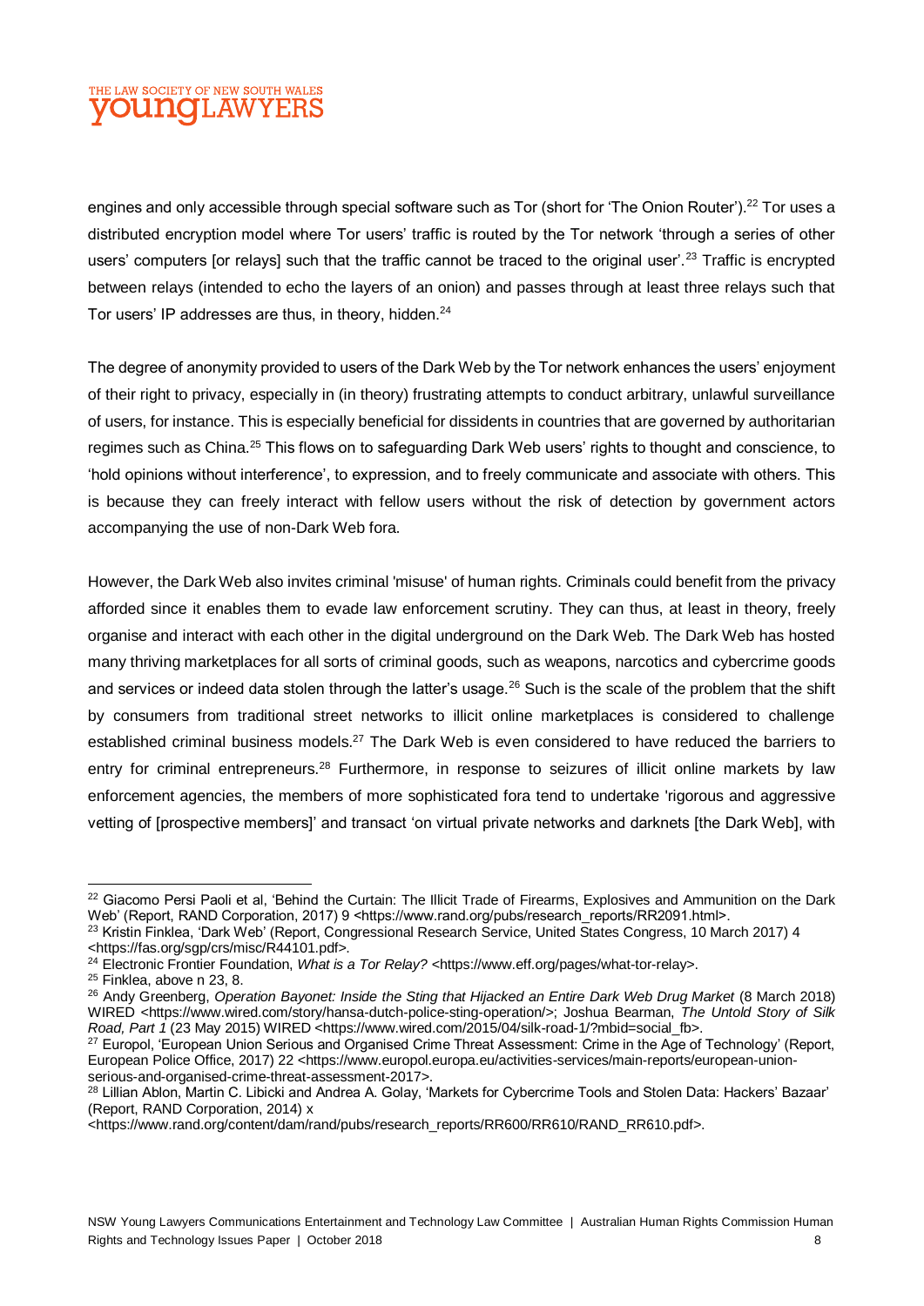engines and only accessible through special software such as Tor (short for 'The Onion Router').[22] Tor uses a distributed encryption model where Tor users' traffic is routed by the Tor network 'through a series of other users' computers [or relays] such that the traffic cannot be traced to the original user'.[23] Traffic is encrypted between relays (intended to echo the layers of an onion) and passes through at least three relays such that Tor users' IP addresses are thus, in theory, hidden.[24]

The degree of anonymity provided to users of the Dark Web by the Tor network enhances the users' enjoyment of their right to privacy, especially in (in theory) frustrating attempts to conduct arbitrary, unlawful surveillance of users, for instance. This is especially beneficial for dissidents in countries that are governed by authoritarian regimes such as China.[25] This flows on to safeguarding Dark Web users' rights to thought and conscience, to 'hold opinions without interference', to expression, and to freely communicate and associate with others. This is because they can freely interact with fellow users without the risk of detection by government actors accompanying the use of non-Dark Web fora.

However, the Dark Web also invites criminal 'misuse' of human rights. Criminals could benefit from the privacy afforded since it enables them to evade law enforcement scrutiny. They can thus, at least in theory, freely organise and interact with each other in the digital underground on the Dark Web. The Dark Web has hosted many thriving marketplaces for all sorts of criminal goods, such as weapons, narcotics and cybercrime goods and services or indeed data stolen through the latter's usage.[26] Such is the scale of the problem that the shift by consumers from traditional street networks to illicit online marketplaces is considered to challenge established criminal business models.[27] The Dark Web is even considered to have reduced the barriers to entry for criminal entrepreneurs.[28] Furthermore, in response to seizures of illicit online markets by law enforcement agencies, the members of more sophisticated fora tend to undertake 'rigorous and aggressive vetting of [prospective members]' and transact 'on virtual private networks and darknets [the Dark Web], with

---

[22] Giacomo Persi Paoli et al, 'Behind the Curtain: The Illicit Trade of Firearms, Explosives and Ammunition on the Dark Web' (Report, RAND Corporation, 2017) 9 <https://www.rand.org/pubs/research_reports/RR2091.html>.

[23] Kristin Finklea, 'Dark Web' (Report, Congressional Research Service, United States Congress, 10 March 2017) 4 <https://fas.org/sgp/crs/misc/R44101.pdf>.

[24] Electronic Frontier Foundation, *What is a Tor Relay?* <https://www.eff.org/pages/what-tor-relay>.

[25] Finklea, above n 23, 8.

[26] Andy Greenberg, *Operation Bayonet: Inside the Sting that Hijacked an Entire Dark Web Drug Market* (8 March 2018) WIRED <https://www.wired.com/story/hansa-dutch-police-sting-operation/>; Joshua Bearman, *The Untold Story of Silk Road, Part 1* (23 May 2015) WIRED <https://www.wired.com/2015/04/silk-road-1/?mbid=social_fb>.

[27] Europol, 'European Union Serious and Organised Crime Threat Assessment: Crime in the Age of Technology' (Report, European Police Office, 2017) 22 <https://www.europol.europa.eu/activities-services/main-reports/european-union-serious-and-organised-crime-threat-assessment-2017>.

[28] Lillian Ablon, Martin C. Libicki and Andrea A. Golay, 'Markets for Cybercrime Tools and Stolen Data: Hackers' Bazaar' (Report, RAND Corporation, 2014) x <https://www.rand.org/content/dam/rand/pubs/research_reports/RR600/RR610/RAND_RR610.pdf>.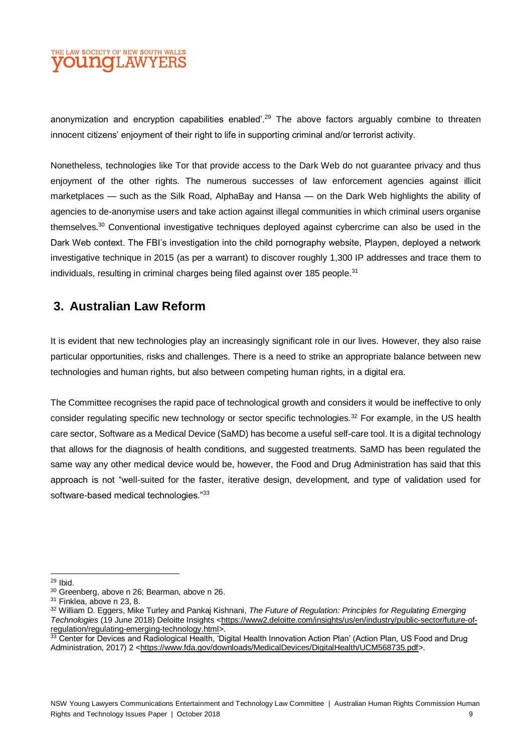anonymization and encryption capabilities enabled'.[29] The above factors arguably combine to threaten innocent citizens' enjoyment of their right to life in supporting criminal and/or terrorist activity.

Nonetheless, technologies like Tor that provide access to the Dark Web do not guarantee privacy and thus enjoyment of the other rights. The numerous successes of law enforcement agencies against illicit marketplaces — such as the Silk Road, AlphaBay and Hansa — on the Dark Web highlights the ability of agencies to de-anonymise users and take action against illegal communities in which criminal users organise themselves.[30] Conventional investigative techniques deployed against cybercrime can also be used in the Dark Web context. The FBI's investigation into the child pornography website, Playpen, deployed a network investigative technique in 2015 (as per a warrant) to discover roughly 1,300 IP addresses and trace them to individuals, resulting in criminal charges being filed against over 185 people.[31]

## 3. Australian Law Reform

It is evident that new technologies play an increasingly significant role in our lives. However, they also raise particular opportunities, risks and challenges. There is a need to strike an appropriate balance between new technologies and human rights, but also between competing human rights, in a digital era.

The Committee recognises the rapid pace of technological growth and considers it would be ineffective to only consider regulating specific new technology or sector specific technologies.[32] For example, in the US health care sector, Software as a Medical Device (SaMD) has become a useful self-care tool. It is a digital technology that allows for the diagnosis of health conditions, and suggested treatments. SaMD has been regulated the same way any other medical device would be, however, the Food and Drug Administration has said that this approach is not "well-suited for the faster, iterative design, development, and type of validation used for software-based medical technologies."[33]

---

[29] Ibid.

[30] Greenberg, above n 26; Bearman, above n 26.

[31] Finklea, above n 23, 8.

[32] William D. Eggers, Mike Turley and Pankaj Kishnani, *The Future of Regulation: Principles for Regulating Emerging Technologies* (19 June 2018) Deloitte Insights <https://www2.deloitte.com/insights/us/en/industry/public-sector/future-of-regulation/regulating-emerging-technology.html>.

[33] Center for Devices and Radiological Health, 'Digital Health Innovation Action Plan' (Action Plan, US Food and Drug Administration, 2017) 2 <https://www.fda.gov/downloads/MedicalDevices/DigitalHealth/UCM568735.pdf>.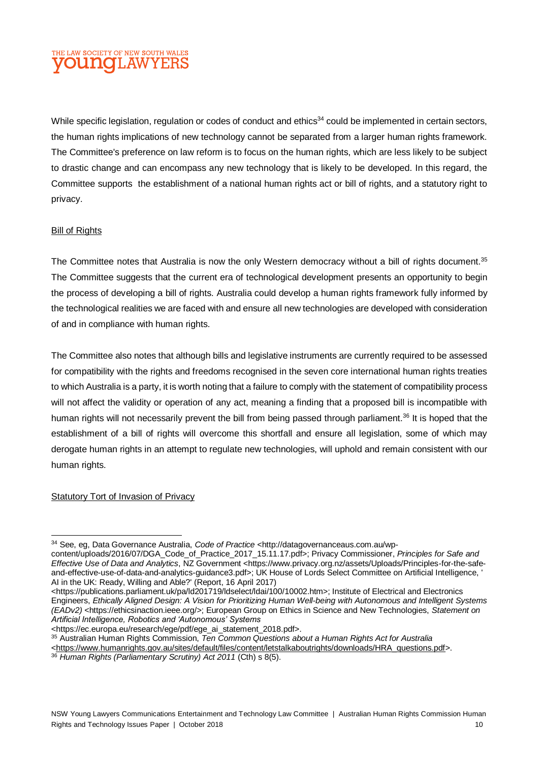While specific legislation, regulation or codes of conduct and ethics[34] could be implemented in certain sectors, the human rights implications of new technology cannot be separated from a larger human rights framework. The Committee's preference on law reform is to focus on the human rights, which are less likely to be subject to drastic change and can encompass any new technology that is likely to be developed. In this regard, the Committee supports the establishment of a national human rights act or bill of rights, and a statutory right to privacy.

<u>Bill of Rights</u>

The Committee notes that Australia is now the only Western democracy without a bill of rights document.[35] The Committee suggests that the current era of technological development presents an opportunity to begin the process of developing a bill of rights. Australia could develop a human rights framework fully informed by the technological realities we are faced with and ensure all new technologies are developed with consideration of and in compliance with human rights.

The Committee also notes that although bills and legislative instruments are currently required to be assessed for compatibility with the rights and freedoms recognised in the seven core international human rights treaties to which Australia is a party, it is worth noting that a failure to comply with the statement of compatibility process will not affect the validity or operation of any act, meaning a finding that a proposed bill is incompatible with human rights will not necessarily prevent the bill from being passed through parliament.[36] It is hoped that the establishment of a bill of rights will overcome this shortfall and ensure all legislation, some of which may derogate human rights in an attempt to regulate new technologies, will uphold and remain consistent with our human rights.

<u>Statutory Tort of Invasion of Privacy</u>

---

[34] See, eg, Data Governance Australia, *Code of Practice* <http://datagovernanceaus.com.au/wp-content/uploads/2016/07/DGA_Code_of_Practice_2017_15.11.17.pdf>; Privacy Commissioner, *Principles for Safe and Effective Use of Data and Analytics*, NZ Government <https://www.privacy.org.nz/assets/Uploads/Principles-for-the-safe-and-effective-use-of-data-and-analytics-guidance3.pdf>; UK House of Lords Select Committee on Artificial Intelligence, ' AI in the UK: Ready, Willing and Able?' (Report, 16 April 2017) <https://publications.parliament.uk/pa/ld201719/ldselect/ldai/100/10002.htm>; Institute of Electrical and Electronics Engineers, *Ethically Aligned Design: A Vision for Prioritizing Human Well-being with Autonomous and Intelligent Systems (EADv2)* <https://ethicsinaction.ieee.org/>; European Group on Ethics in Science and New Technologies, *Statement on Artificial Intelligence, Robotics and 'Autonomous' Systems* <https://ec.europa.eu/research/ege/pdf/ege_ai_statement_2018.pdf>.

[35] Australian Human Rights Commission, *Ten Common Questions about a Human Rights Act for Australia* <https://www.humanrights.gov.au/sites/default/files/content/letstalkaboutrights/downloads/HRA_questions.pdf>.

[36] *Human Rights (Parliamentary Scrutiny) Act 2011* (Cth) s 8(5).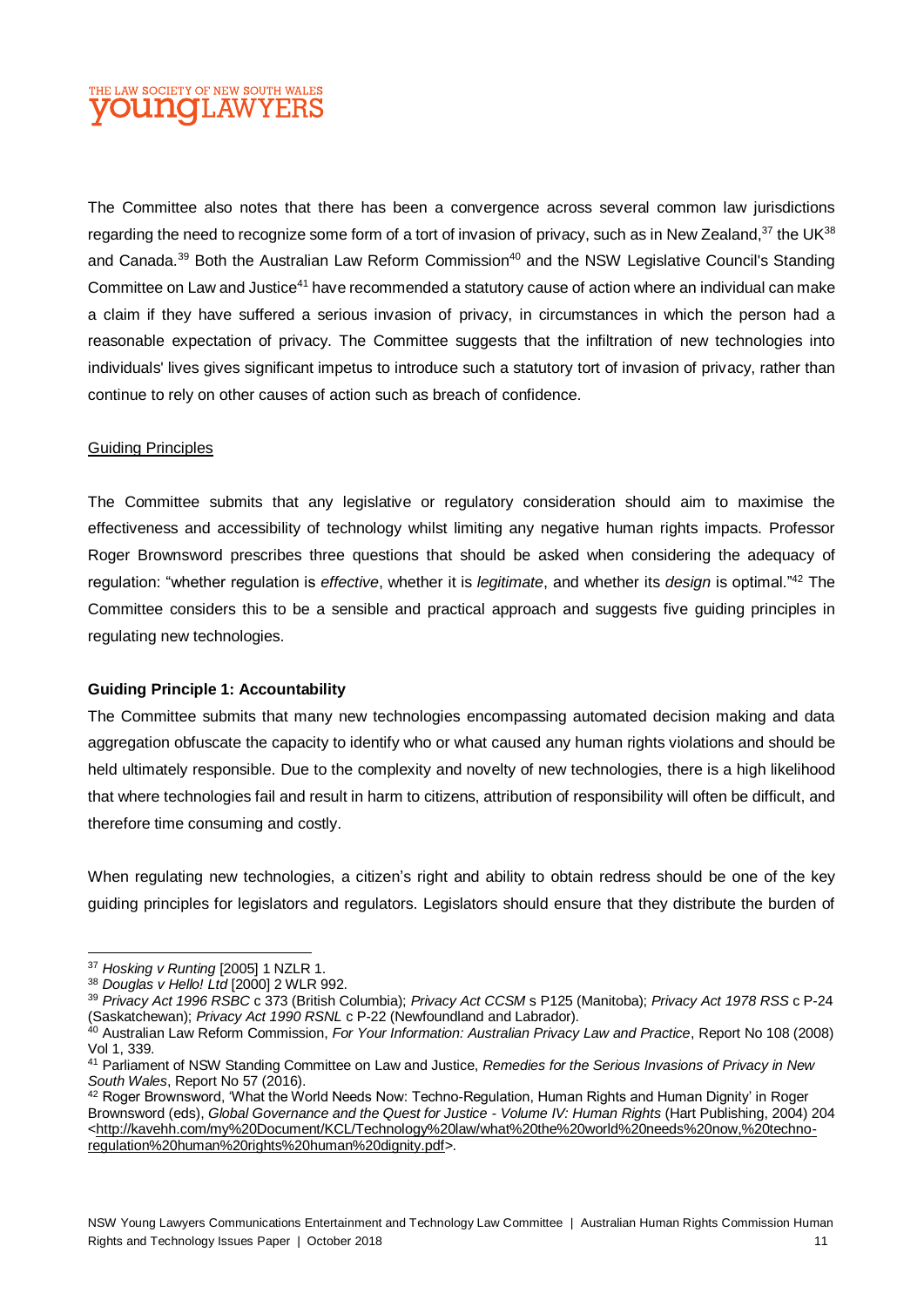The Committee also notes that there has been a convergence across several common law jurisdictions regarding the need to recognize some form of a tort of invasion of privacy, such as in New Zealand,[37] the UK[38] and Canada.[39] Both the Australian Law Reform Commission[40] and the NSW Legislative Council's Standing Committee on Law and Justice[41] have recommended a statutory cause of action where an individual can make a claim if they have suffered a serious invasion of privacy, in circumstances in which the person had a reasonable expectation of privacy. The Committee suggests that the infiltration of new technologies into individuals' lives gives significant impetus to introduce such a statutory tort of invasion of privacy, rather than continue to rely on other causes of action such as breach of confidence.

## Guiding Principles

The Committee submits that any legislative or regulatory consideration should aim to maximise the effectiveness and accessibility of technology whilst limiting any negative human rights impacts. Professor Roger Brownsword prescribes three questions that should be asked when considering the adequacy of regulation: "whether regulation is *effective*, whether it is *legitimate*, and whether its *design* is optimal."[42] The Committee considers this to be a sensible and practical approach and suggests five guiding principles in regulating new technologies.

### Guiding Principle 1: Accountability

The Committee submits that many new technologies encompassing automated decision making and data aggregation obfuscate the capacity to identify who or what caused any human rights violations and should be held ultimately responsible. Due to the complexity and novelty of new technologies, there is a high likelihood that where technologies fail and result in harm to citizens, attribution of responsibility will often be difficult, and therefore time consuming and costly.

When regulating new technologies, a citizen's right and ability to obtain redress should be one of the key guiding principles for legislators and regulators. Legislators should ensure that they distribute the burden of

---

[37] *Hosking v Runting* [2005] 1 NZLR 1.

[38] *Douglas v Hello! Ltd* [2000] 2 WLR 992.

[39] *Privacy Act 1996 RSBC* c 373 (British Columbia); *Privacy Act CCSM* s P125 (Manitoba); *Privacy Act 1978 RSS* c P-24 (Saskatchewan); *Privacy Act 1990 RSNL* c P-22 (Newfoundland and Labrador).

[40] Australian Law Reform Commission, *For Your Information: Australian Privacy Law and Practice*, Report No 108 (2008) Vol 1, 339.

[41] Parliament of NSW Standing Committee on Law and Justice, *Remedies for the Serious Invasions of Privacy in New South Wales*, Report No 57 (2016).

[42] Roger Brownsword, 'What the World Needs Now: Techno-Regulation, Human Rights and Human Dignity' in Roger Brownsword (eds), *Global Governance and the Quest for Justice - Volume IV: Human Rights* (Hart Publishing, 2004) 204 <http://kavehh.com/my%20Document/KCL/Technology%20law/what%20the%20world%20needs%20now,%20techno-regulation%20human%20rights%20human%20dignity.pdf>.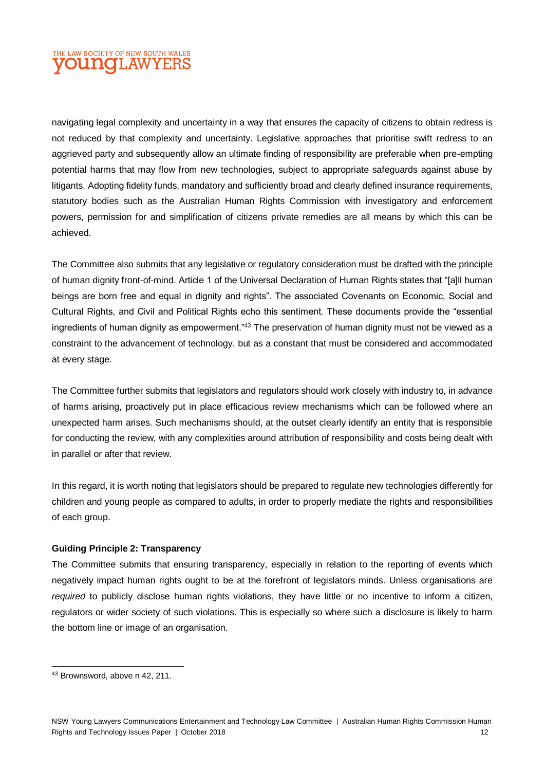navigating legal complexity and uncertainty in a way that ensures the capacity of citizens to obtain redress is not reduced by that complexity and uncertainty. Legislative approaches that prioritise swift redress to an aggrieved party and subsequently allow an ultimate finding of responsibility are preferable when pre-empting potential harms that may flow from new technologies, subject to appropriate safeguards against abuse by litigants. Adopting fidelity funds, mandatory and sufficiently broad and clearly defined insurance requirements, statutory bodies such as the Australian Human Rights Commission with investigatory and enforcement powers, permission for and simplification of citizens private remedies are all means by which this can be achieved.

The Committee also submits that any legislative or regulatory consideration must be drafted with the principle of human dignity front-of-mind. Article 1 of the Universal Declaration of Human Rights states that "[a]ll human beings are born free and equal in dignity and rights". The associated Covenants on Economic, Social and Cultural Rights, and Civil and Political Rights echo this sentiment. These documents provide the "essential ingredients of human dignity as empowerment."[43] The preservation of human dignity must not be viewed as a constraint to the advancement of technology, but as a constant that must be considered and accommodated at every stage.

The Committee further submits that legislators and regulators should work closely with industry to, in advance of harms arising, proactively put in place efficacious review mechanisms which can be followed where an unexpected harm arises. Such mechanisms should, at the outset clearly identify an entity that is responsible for conducting the review, with any complexities around attribution of responsibility and costs being dealt with in parallel or after that review.

In this regard, it is worth noting that legislators should be prepared to regulate new technologies differently for children and young people as compared to adults, in order to properly mediate the rights and responsibilities of each group.

**Guiding Principle 2: Transparency**

The Committee submits that ensuring transparency, especially in relation to the reporting of events which negatively impact human rights ought to be at the forefront of legislators minds. Unless organisations are *required* to publicly disclose human rights violations, they have little or no incentive to inform a citizen, regulators or wider society of such violations. This is especially so where such a disclosure is likely to harm the bottom line or image of an organisation.

---

[43] Brownsword, above n 42, 211.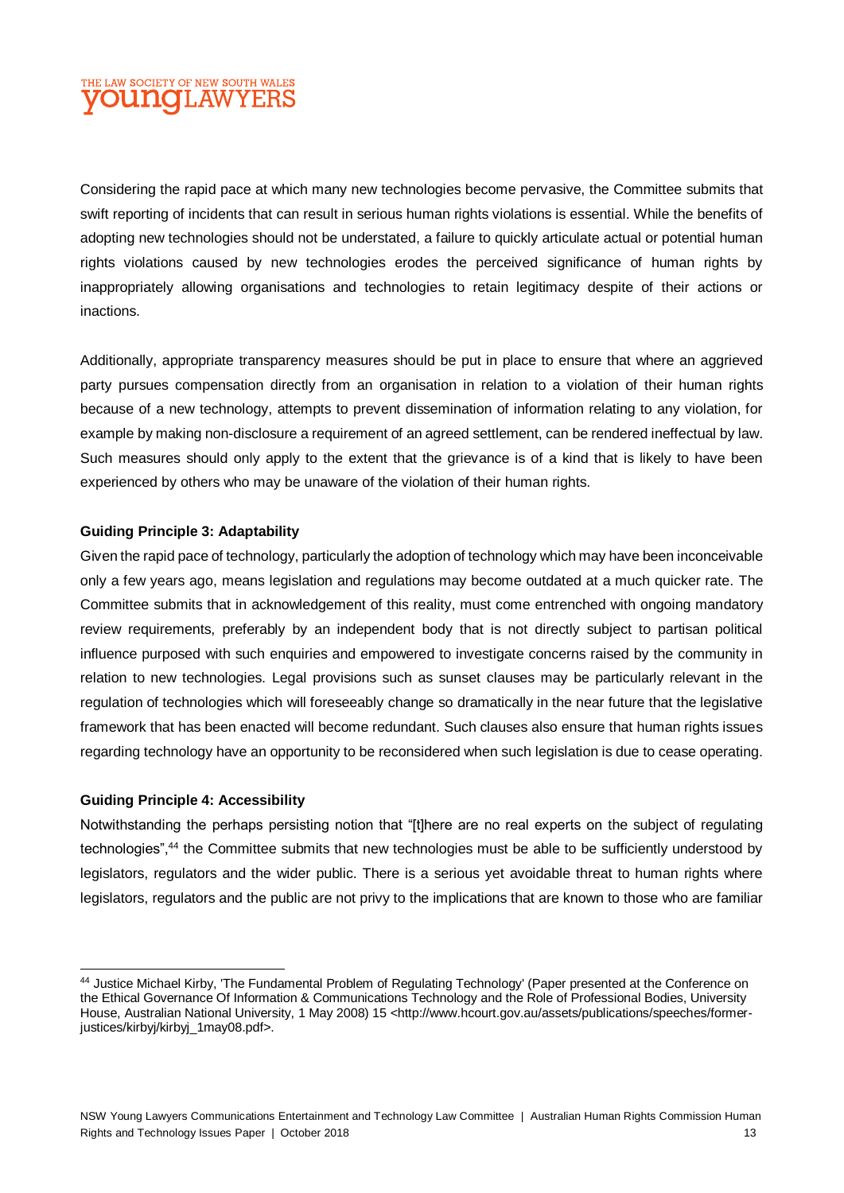Considering the rapid pace at which many new technologies become pervasive, the Committee submits that swift reporting of incidents that can result in serious human rights violations is essential. While the benefits of adopting new technologies should not be understated, a failure to quickly articulate actual or potential human rights violations caused by new technologies erodes the perceived significance of human rights by inappropriately allowing organisations and technologies to retain legitimacy despite of their actions or inactions.

Additionally, appropriate transparency measures should be put in place to ensure that where an aggrieved party pursues compensation directly from an organisation in relation to a violation of their human rights because of a new technology, attempts to prevent dissemination of information relating to any violation, for example by making non-disclosure a requirement of an agreed settlement, can be rendered ineffectual by law. Such measures should only apply to the extent that the grievance is of a kind that is likely to have been experienced by others who may be unaware of the violation of their human rights.

**Guiding Principle 3: Adaptability**

Given the rapid pace of technology, particularly the adoption of technology which may have been inconceivable only a few years ago, means legislation and regulations may become outdated at a much quicker rate. The Committee submits that in acknowledgement of this reality, must come entrenched with ongoing mandatory review requirements, preferably by an independent body that is not directly subject to partisan political influence purposed with such enquiries and empowered to investigate concerns raised by the community in relation to new technologies. Legal provisions such as sunset clauses may be particularly relevant in the regulation of technologies which will foreseeably change so dramatically in the near future that the legislative framework that has been enacted will become redundant. Such clauses also ensure that human rights issues regarding technology have an opportunity to be reconsidered when such legislation is due to cease operating.

**Guiding Principle 4: Accessibility**

Notwithstanding the perhaps persisting notion that "[t]here are no real experts on the subject of regulating technologies",[44] the Committee submits that new technologies must be able to be sufficiently understood by legislators, regulators and the wider public. There is a serious yet avoidable threat to human rights where legislators, regulators and the public are not privy to the implications that are known to those who are familiar

[44] Justice Michael Kirby, 'The Fundamental Problem of Regulating Technology' (Paper presented at the Conference on the Ethical Governance Of Information & Communications Technology and the Role of Professional Bodies, University House, Australian National University, 1 May 2008) 15 <http://www.hcourt.gov.au/assets/publications/speeches/former-justices/kirbyj/kirbyj_1may08.pdf>.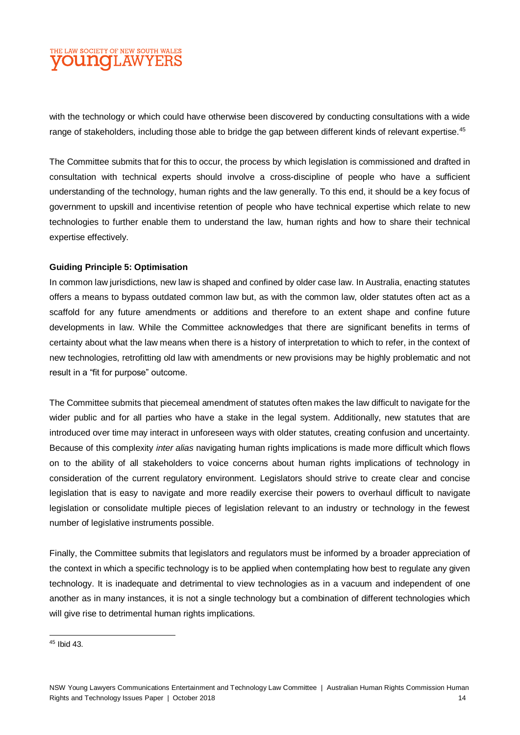with the technology or which could have otherwise been discovered by conducting consultations with a wide range of stakeholders, including those able to bridge the gap between different kinds of relevant expertise.[45]

The Committee submits that for this to occur, the process by which legislation is commissioned and drafted in consultation with technical experts should involve a cross-discipline of people who have a sufficient understanding of the technology, human rights and the law generally. To this end, it should be a key focus of government to upskill and incentivise retention of people who have technical expertise which relate to new technologies to further enable them to understand the law, human rights and how to share their technical expertise effectively.

**Guiding Principle 5: Optimisation**

In common law jurisdictions, new law is shaped and confined by older case law. In Australia, enacting statutes offers a means to bypass outdated common law but, as with the common law, older statutes often act as a scaffold for any future amendments or additions and therefore to an extent shape and confine future developments in law. While the Committee acknowledges that there are significant benefits in terms of certainty about what the law means when there is a history of interpretation to which to refer, in the context of new technologies, retrofitting old law with amendments or new provisions may be highly problematic and not result in a "fit for purpose" outcome.

The Committee submits that piecemeal amendment of statutes often makes the law difficult to navigate for the wider public and for all parties who have a stake in the legal system. Additionally, new statutes that are introduced over time may interact in unforeseen ways with older statutes, creating confusion and uncertainty. Because of this complexity *inter alias* navigating human rights implications is made more difficult which flows on to the ability of all stakeholders to voice concerns about human rights implications of technology in consideration of the current regulatory environment. Legislators should strive to create clear and concise legislation that is easy to navigate and more readily exercise their powers to overhaul difficult to navigate legislation or consolidate multiple pieces of legislation relevant to an industry or technology in the fewest number of legislative instruments possible.

Finally, the Committee submits that legislators and regulators must be informed by a broader appreciation of the context in which a specific technology is to be applied when contemplating how best to regulate any given technology. It is inadequate and detrimental to view technologies as in a vacuum and independent of one another as in many instances, it is not a single technology but a combination of different technologies which will give rise to detrimental human rights implications.

---

[45] Ibid 43.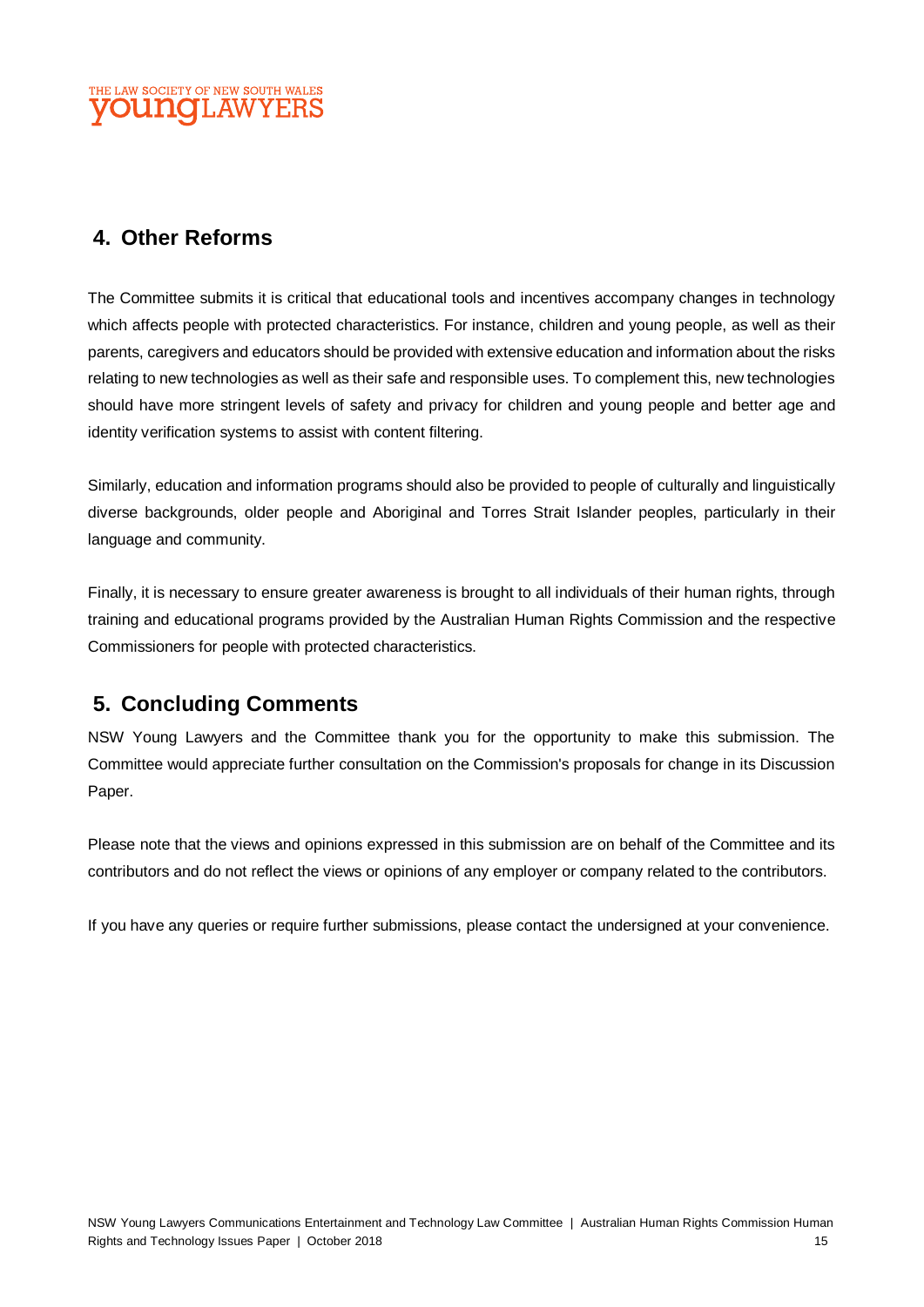## 4. Other Reforms

The Committee submits it is critical that educational tools and incentives accompany changes in technology which affects people with protected characteristics. For instance, children and young people, as well as their parents, caregivers and educators should be provided with extensive education and information about the risks relating to new technologies as well as their safe and responsible uses. To complement this, new technologies should have more stringent levels of safety and privacy for children and young people and better age and identity verification systems to assist with content filtering.

Similarly, education and information programs should also be provided to people of culturally and linguistically diverse backgrounds, older people and Aboriginal and Torres Strait Islander peoples, particularly in their language and community.

Finally, it is necessary to ensure greater awareness is brought to all individuals of their human rights, through training and educational programs provided by the Australian Human Rights Commission and the respective Commissioners for people with protected characteristics.

## 5. Concluding Comments

NSW Young Lawyers and the Committee thank you for the opportunity to make this submission. The Committee would appreciate further consultation on the Commission's proposals for change in its Discussion Paper.

Please note that the views and opinions expressed in this submission are on behalf of the Committee and its contributors and do not reflect the views or opinions of any employer or company related to the contributors.

If you have any queries or require further submissions, please contact the undersigned at your convenience.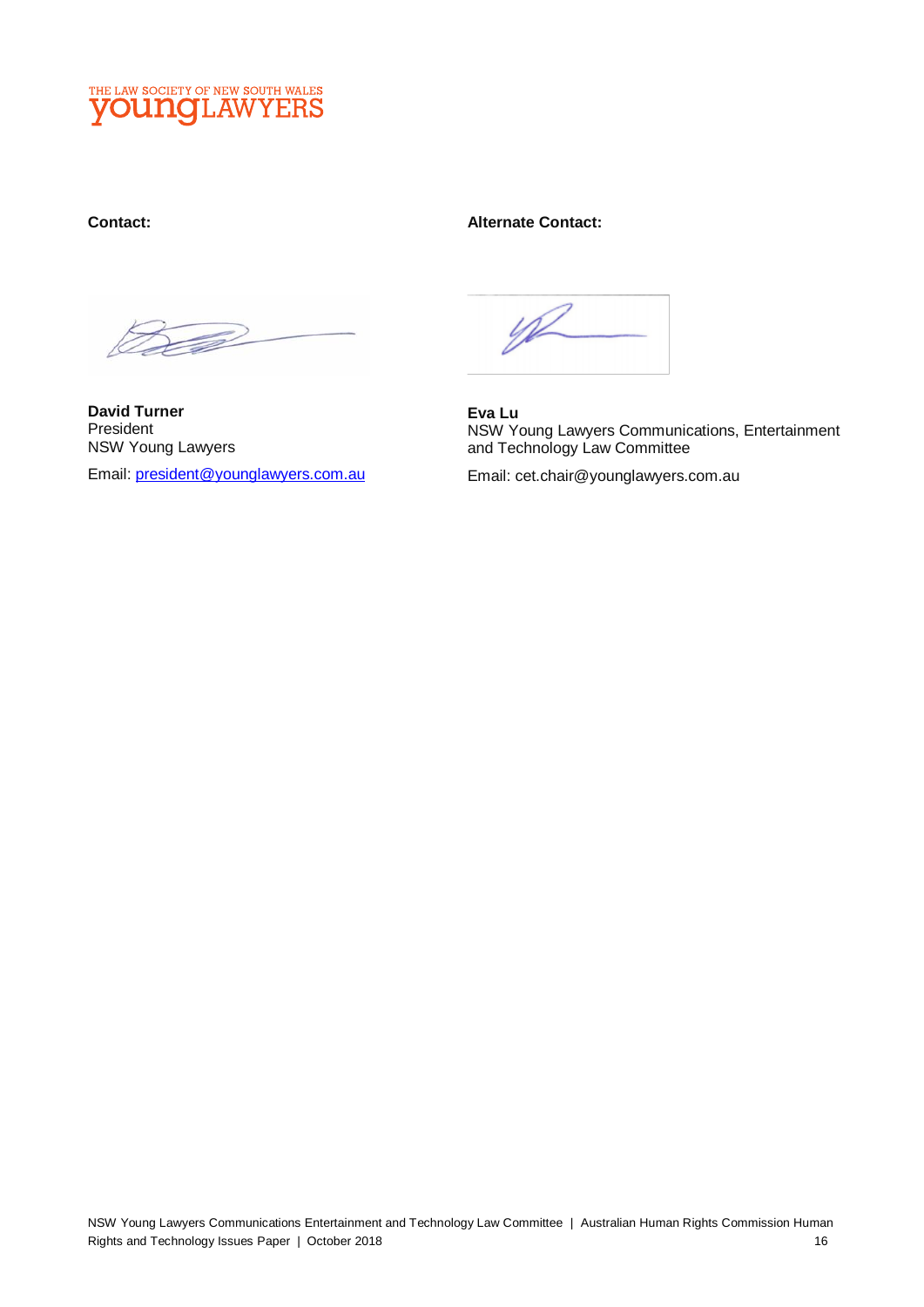THE LAW SOCIETY OF NEW SOUTH WALES
youngLAWYERS

**Contact:**

**David Turner**
President
NSW Young Lawyers

Email: president@younglawyers.com.au

**Alternate Contact:**

**Eva Lu**
NSW Young Lawyers Communications, Entertainment and Technology Law Committee

Email: cet.chair@younglawyers.com.au